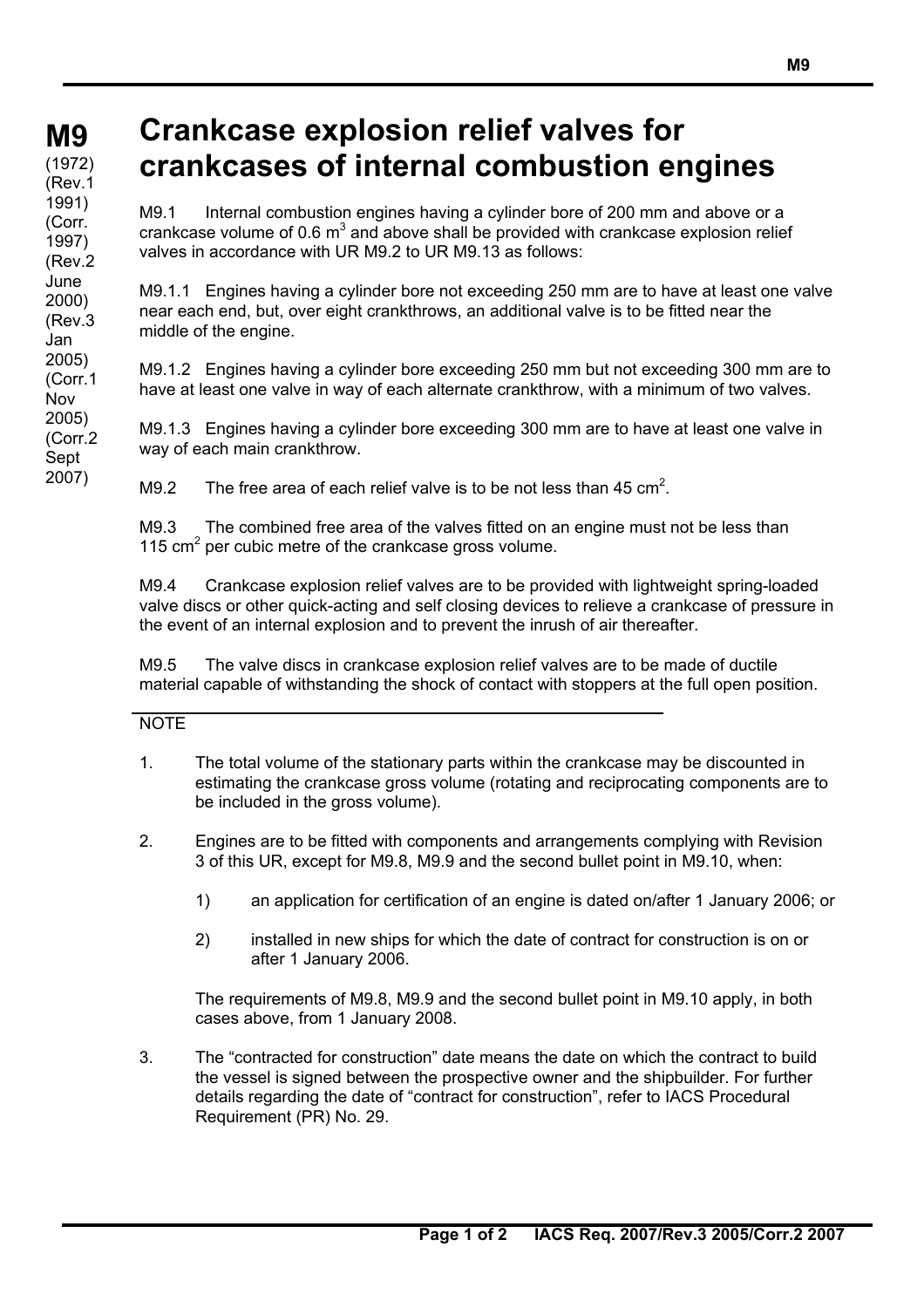# M9

(1972)
(Rev.1 1991)
(Corr. 1997)
(Rev.2 June 2000)
(Rev.3 Jan 2005)
(Corr.1 Nov 2005)
(Corr.2 Sept 2007)

# Crankcase explosion relief valves for crankcases of internal combustion engines

M9.1 Internal combustion engines having a cylinder bore of 200 mm and above or a crankcase volume of 0.6 $m^3$ and above shall be provided with crankcase explosion relief valves in accordance with UR M9.2 to UR M9.13 as follows:

M9.1.1 Engines having a cylinder bore not exceeding 250 mm are to have at least one valve near each end, but, over eight crankthrows, an additional valve is to be fitted near the middle of the engine.

M9.1.2 Engines having a cylinder bore exceeding 250 mm but not exceeding 300 mm are to have at least one valve in way of each alternate crankthrow, with a minimum of two valves.

M9.1.3 Engines having a cylinder bore exceeding 300 mm are to have at least one valve in way of each main crankthrow.

M9.2 The free area of each relief valve is to be not less than 45 $cm^2$.

M9.3 The combined free area of the valves fitted on an engine must not be less than 115 $cm^2$ per cubic metre of the crankcase gross volume.

M9.4 Crankcase explosion relief valves are to be provided with lightweight spring-loaded valve discs or other quick-acting and self closing devices to relieve a crankcase of pressure in the event of an internal explosion and to prevent the inrush of air thereafter.

M9.5 The valve discs in crankcase explosion relief valves are to be made of ductile material capable of withstanding the shock of contact with stoppers at the full open position.

---

NOTE

1. The total volume of the stationary parts within the crankcase may be discounted in estimating the crankcase gross volume (rotating and reciprocating components are to be included in the gross volume).

2. Engines are to be fitted with components and arrangements complying with Revision 3 of this UR, except for M9.8, M9.9 and the second bullet point in M9.10, when:

   1) an application for certification of an engine is dated on/after 1 January 2006; or

   2) installed in new ships for which the date of contract for construction is on or after 1 January 2006.

   The requirements of M9.8, M9.9 and the second bullet point in M9.10 apply, in both cases above, from 1 January 2008.

3. The "contracted for construction" date means the date on which the contract to build the vessel is signed between the prospective owner and the shipbuilder. For further details regarding the date of "contract for construction", refer to IACS Procedural Requirement (PR) No. 29.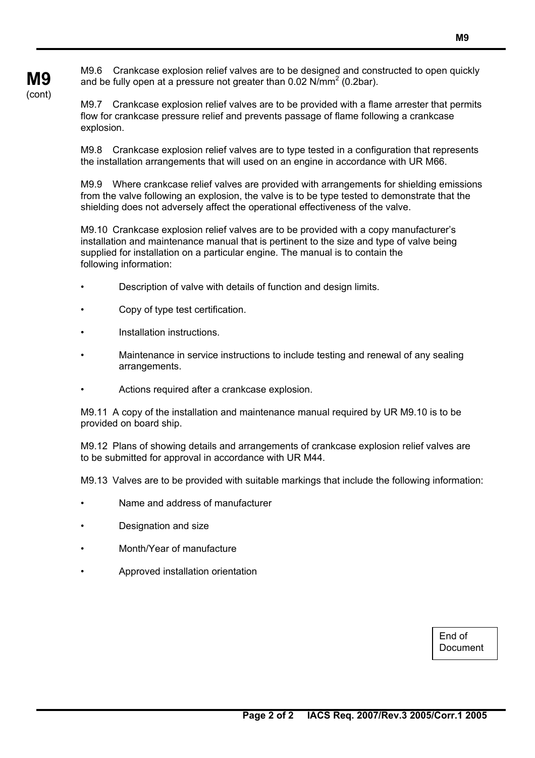**M9** (cont)

M9.6 Crankcase explosion relief valves are to be designed and constructed to open quickly and be fully open at a pressure not greater than 0.02 $N/mm^2$ (0.2bar).

M9.7 Crankcase explosion relief valves are to be provided with a flame arrester that permits flow for crankcase pressure relief and prevents passage of flame following a crankcase explosion.

M9.8 Crankcase explosion relief valves are to type tested in a configuration that represents the installation arrangements that will used on an engine in accordance with UR M66.

M9.9 Where crankcase relief valves are provided with arrangements for shielding emissions from the valve following an explosion, the valve is to be type tested to demonstrate that the shielding does not adversely affect the operational effectiveness of the valve.

M9.10 Crankcase explosion relief valves are to be provided with a copy manufacturer's installation and maintenance manual that is pertinent to the size and type of valve being supplied for installation on a particular engine. The manual is to contain the following information:

- Description of valve with details of function and design limits.
- Copy of type test certification.
- Installation instructions.
- Maintenance in service instructions to include testing and renewal of any sealing arrangements.
- Actions required after a crankcase explosion.

M9.11 A copy of the installation and maintenance manual required by UR M9.10 is to be provided on board ship.

M9.12 Plans of showing details and arrangements of crankcase explosion relief valves are to be submitted for approval in accordance with UR M44.

M9.13 Valves are to be provided with suitable markings that include the following information:

- Name and address of manufacturer
- Designation and size
- Month/Year of manufacture
- Approved installation orientation

End of Document